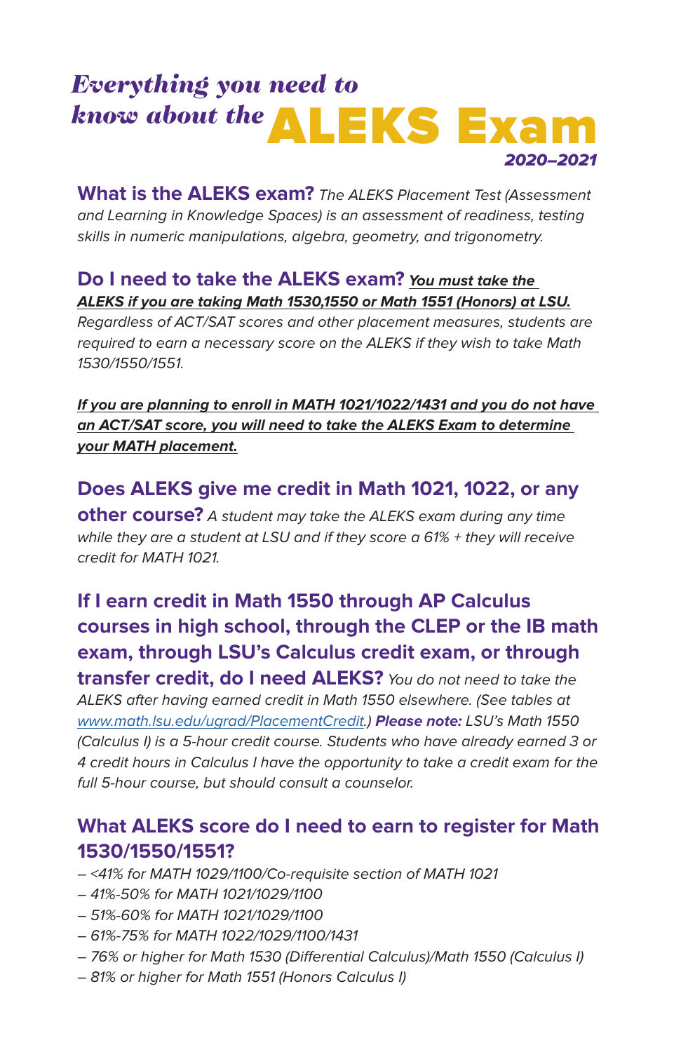# *Everything you need to know about the* ALEKS Exam

***2020–2021***

**What is the ALEKS exam?** *The ALEKS Placement Test (Assessment and Learning in Knowledge Spaces) is an assessment of readiness, testing skills in numeric manipulations, algebra, geometry, and trigonometry.*

**Do I need to take the ALEKS exam?** ***You must take the ALEKS if you are taking Math 1530,1550 or Math 1551 (Honors) at LSU.*** *Regardless of ACT/SAT scores and other placement measures, students are required to earn a necessary score on the ALEKS if they wish to take Math 1530/1550/1551.*

***If you are planning to enroll in MATH 1021/1022/1431 and you do not have an ACT/SAT score, you will need to take the ALEKS Exam to determine your MATH placement.***

**Does ALEKS give me credit in Math 1021, 1022, or any other course?** *A student may take the ALEKS exam during any time while they are a student at LSU and if they score a 61% + they will receive credit for MATH 1021.*

**If I earn credit in Math 1550 through AP Calculus courses in high school, through the CLEP or the IB math exam, through LSU's Calculus credit exam, or through transfer credit, do I need ALEKS?** *You do not need to take the ALEKS after having earned credit in Math 1550 elsewhere. (See tables at www.math.lsu.edu/ugrad/PlacementCredit.)* ***Please note:*** *LSU's Math 1550 (Calculus I) is a 5-hour credit course. Students who have already earned 3 or 4 credit hours in Calculus I have the opportunity to take a credit exam for the full 5-hour course, but should consult a counselor.*

**What ALEKS score do I need to earn to register for Math 1530/1550/1551?**

- *<41% for MATH 1029/1100/Co-requisite section of MATH 1021*
- *41%-50% for MATH 1021/1029/1100*
- *51%-60% for MATH 1021/1029/1100*
- *61%-75% for MATH 1022/1029/1100/1431*
- *76% or higher for Math 1530 (Differential Calculus)/Math 1550 (Calculus I)*
- *81% or higher for Math 1551 (Honors Calculus I)*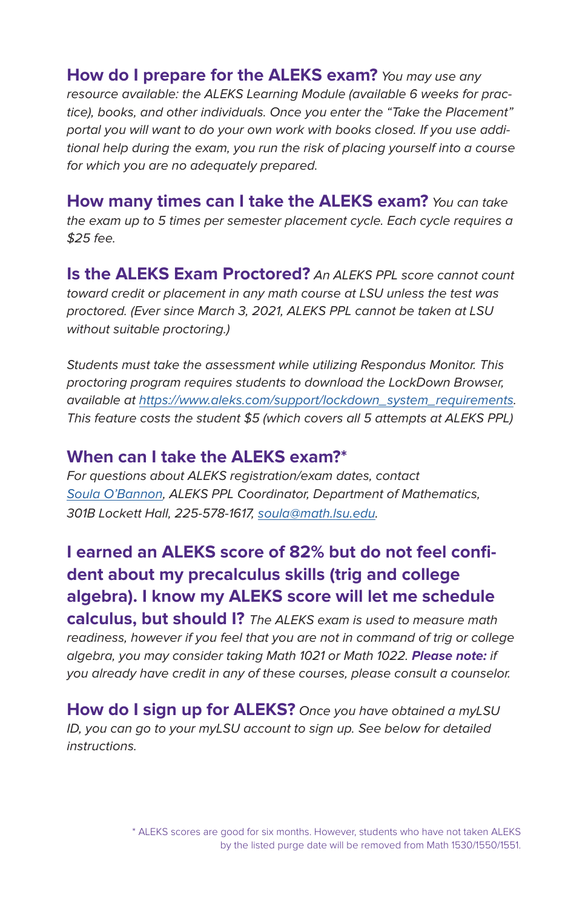**How do I prepare for the ALEKS exam?** *You may use any resource available: the ALEKS Learning Module (available 6 weeks for practice), books, and other individuals. Once you enter the "Take the Placement" portal you will want to do your own work with books closed. If you use additional help during the exam, you run the risk of placing yourself into a course for which you are no adequately prepared.*

**How many times can I take the ALEKS exam?** *You can take the exam up to 5 times per semester placement cycle. Each cycle requires a $25 fee.*

**Is the ALEKS Exam Proctored?** *An ALEKS PPL score cannot count toward credit or placement in any math course at LSU unless the test was proctored. (Ever since March 3, 2021, ALEKS PPL cannot be taken at LSU without suitable proctoring.)*

*Students must take the assessment while utilizing Respondus Monitor. This proctoring program requires students to download the LockDown Browser, available at [https://www.aleks.com/support/lockdown_system_requirements](https://www.aleks.com/support/lockdown_system_requirements). This feature costs the student $5 (which covers all 5 attempts at ALEKS PPL)*

**When can I take the ALEKS exam?***

*For questions about ALEKS registration/exam dates, contact [Soula O'Bannon](#), ALEKS PPL Coordinator, Department of Mathematics, 301B Lockett Hall, 225-578-1617, [soula@math.lsu.edu](mailto:soula@math.lsu.edu).*

**I earned an ALEKS score of 82% but do not feel confident about my precalculus skills (trig and college algebra). I know my ALEKS score will let me schedule calculus, but should I?** *The ALEKS exam is used to measure math readiness, however if you feel that you are not in command of trig or college algebra, you may consider taking Math 1021 or Math 1022.* ***Please note:*** *if you already have credit in any of these courses, please consult a counselor.*

**How do I sign up for ALEKS?** *Once you have obtained a myLSU ID, you can go to your myLSU account to sign up. See below for detailed instructions.*

\* ALEKS scores are good for six months. However, students who have not taken ALEKS by the listed purge date will be removed from Math 1530/1550/1551.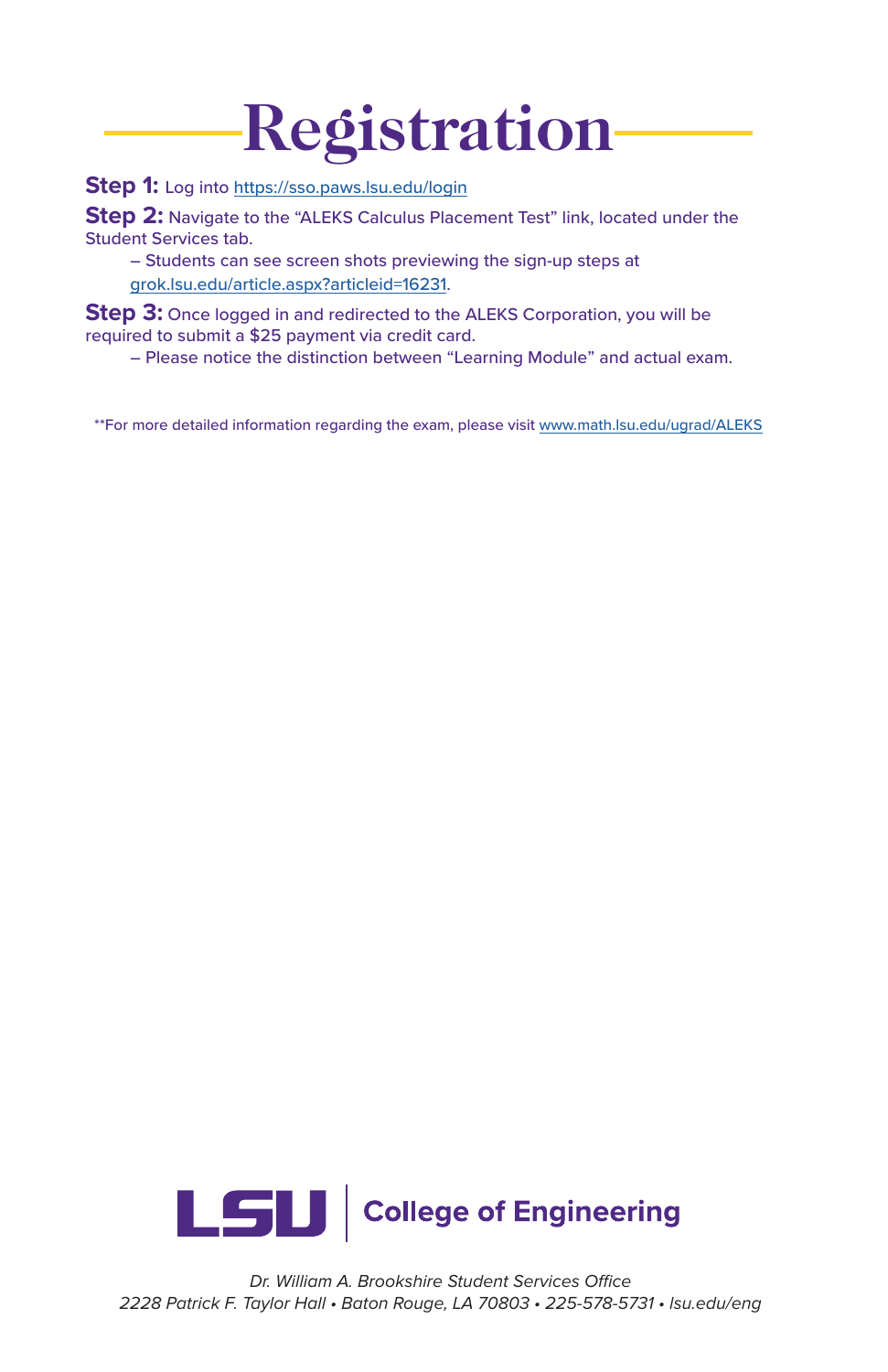# Registration

**Step 1:** Log into https://sso.paws.lsu.edu/login

**Step 2:** Navigate to the "ALEKS Calculus Placement Test" link, located under the Student Services tab.

– Students can see screen shots previewing the sign-up steps at grok.lsu.edu/article.aspx?articleid=16231.

**Step 3:** Once logged in and redirected to the ALEKS Corporation, you will be required to submit a $25 payment via credit card.

– Please notice the distinction between "Learning Module" and actual exam.

**For more detailed information regarding the exam, please visit www.math.lsu.edu/ugrad/ALEKS

LSU | College of Engineering

*Dr. William A. Brookshire Student Services Office*
*2228 Patrick F. Taylor Hall • Baton Rouge, LA 70803 • 225-578-5731 • lsu.edu/eng*